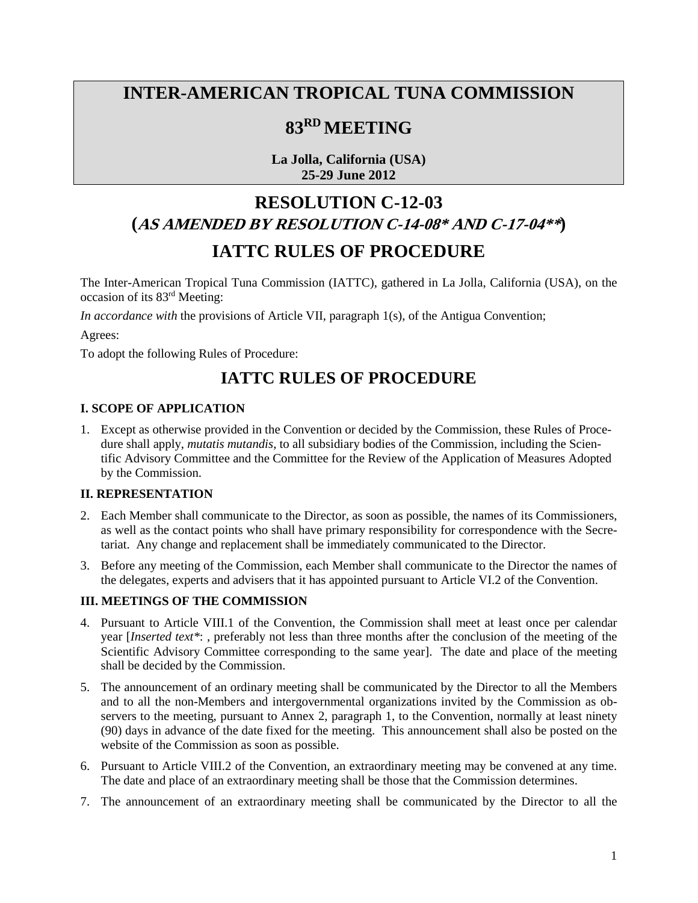# INTER-AMERICAN TROPICAL TUNA COMMISSION

# 83RD MEETING

**La Jolla, California (USA)**
**25-29 June 2012**

# RESOLUTION C-12-03
## (*AS AMENDED BY RESOLUTION C-14-08\* AND C-17-04\*\**)

# IATTC RULES OF PROCEDURE

The Inter-American Tropical Tuna Commission (IATTC), gathered in La Jolla, California (USA), on the occasion of its 83rd Meeting:

*In accordance with* the provisions of Article VII, paragraph 1(s), of the Antigua Convention;

Agrees:

To adopt the following Rules of Procedure:

## IATTC RULES OF PROCEDURE

### I. SCOPE OF APPLICATION

1. Except as otherwise provided in the Convention or decided by the Commission, these Rules of Procedure shall apply, *mutatis mutandis*, to all subsidiary bodies of the Commission, including the Scientific Advisory Committee and the Committee for the Review of the Application of Measures Adopted by the Commission.

### II. REPRESENTATION

2. Each Member shall communicate to the Director, as soon as possible, the names of its Commissioners, as well as the contact points who shall have primary responsibility for correspondence with the Secretariat. Any change and replacement shall be immediately communicated to the Director.

3. Before any meeting of the Commission, each Member shall communicate to the Director the names of the delegates, experts and advisers that it has appointed pursuant to Article VI.2 of the Convention.

### III. MEETINGS OF THE COMMISSION

4. Pursuant to Article VIII.1 of the Convention, the Commission shall meet at least once per calendar year [*Inserted text\**: , preferably not less than three months after the conclusion of the meeting of the Scientific Advisory Committee corresponding to the same year]. The date and place of the meeting shall be decided by the Commission.

5. The announcement of an ordinary meeting shall be communicated by the Director to all the Members and to all the non-Members and intergovernmental organizations invited by the Commission as observers to the meeting, pursuant to Annex 2, paragraph 1, to the Convention, normally at least ninety (90) days in advance of the date fixed for the meeting. This announcement shall also be posted on the website of the Commission as soon as possible.

6. Pursuant to Article VIII.2 of the Convention, an extraordinary meeting may be convened at any time. The date and place of an extraordinary meeting shall be those that the Commission determines.

7. The announcement of an extraordinary meeting shall be communicated by the Director to all the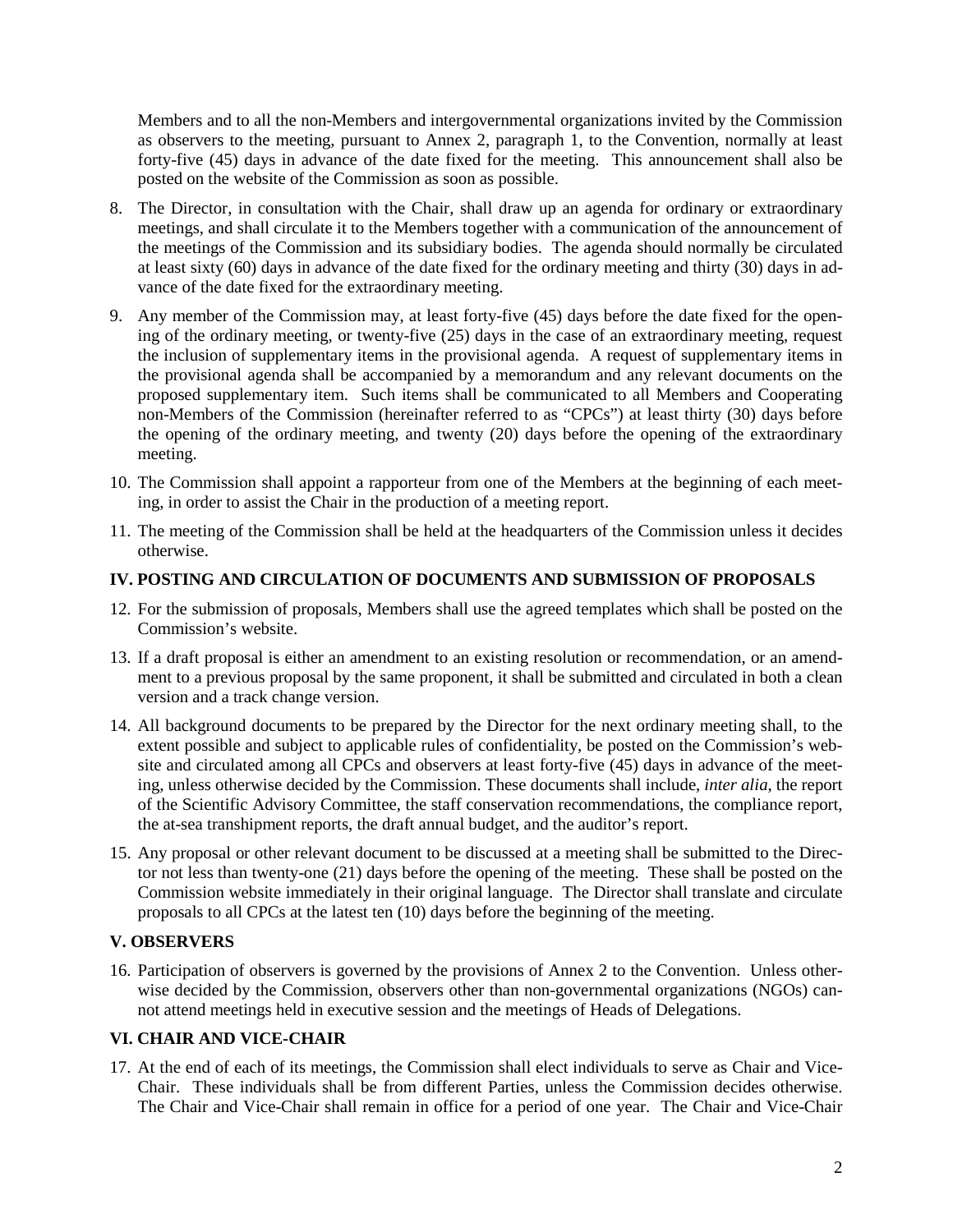Members and to all the non-Members and intergovernmental organizations invited by the Commission as observers to the meeting, pursuant to Annex 2, paragraph 1, to the Convention, normally at least forty-five (45) days in advance of the date fixed for the meeting. This announcement shall also be posted on the website of the Commission as soon as possible.

8. The Director, in consultation with the Chair, shall draw up an agenda for ordinary or extraordinary meetings, and shall circulate it to the Members together with a communication of the announcement of the meetings of the Commission and its subsidiary bodies. The agenda should normally be circulated at least sixty (60) days in advance of the date fixed for the ordinary meeting and thirty (30) days in advance of the date fixed for the extraordinary meeting.

9. Any member of the Commission may, at least forty-five (45) days before the date fixed for the opening of the ordinary meeting, or twenty-five (25) days in the case of an extraordinary meeting, request the inclusion of supplementary items in the provisional agenda. A request of supplementary items in the provisional agenda shall be accompanied by a memorandum and any relevant documents on the proposed supplementary item. Such items shall be communicated to all Members and Cooperating non-Members of the Commission (hereinafter referred to as "CPCs") at least thirty (30) days before the opening of the ordinary meeting, and twenty (20) days before the opening of the extraordinary meeting.

10. The Commission shall appoint a rapporteur from one of the Members at the beginning of each meeting, in order to assist the Chair in the production of a meeting report.

11. The meeting of the Commission shall be held at the headquarters of the Commission unless it decides otherwise.

## IV. POSTING AND CIRCULATION OF DOCUMENTS AND SUBMISSION OF PROPOSALS

12. For the submission of proposals, Members shall use the agreed templates which shall be posted on the Commission's website.

13. If a draft proposal is either an amendment to an existing resolution or recommendation, or an amendment to a previous proposal by the same proponent, it shall be submitted and circulated in both a clean version and a track change version.

14. All background documents to be prepared by the Director for the next ordinary meeting shall, to the extent possible and subject to applicable rules of confidentiality, be posted on the Commission's website and circulated among all CPCs and observers at least forty-five (45) days in advance of the meeting, unless otherwise decided by the Commission. These documents shall include, *inter alia*, the report of the Scientific Advisory Committee, the staff conservation recommendations, the compliance report, the at-sea transhipment reports, the draft annual budget, and the auditor's report.

15. Any proposal or other relevant document to be discussed at a meeting shall be submitted to the Director not less than twenty-one (21) days before the opening of the meeting. These shall be posted on the Commission website immediately in their original language. The Director shall translate and circulate proposals to all CPCs at the latest ten (10) days before the beginning of the meeting.

## V. OBSERVERS

16. Participation of observers is governed by the provisions of Annex 2 to the Convention. Unless otherwise decided by the Commission, observers other than non-governmental organizations (NGOs) cannot attend meetings held in executive session and the meetings of Heads of Delegations.

## VI. CHAIR AND VICE-CHAIR

17. At the end of each of its meetings, the Commission shall elect individuals to serve as Chair and Vice-Chair. These individuals shall be from different Parties, unless the Commission decides otherwise. The Chair and Vice-Chair shall remain in office for a period of one year. The Chair and Vice-Chair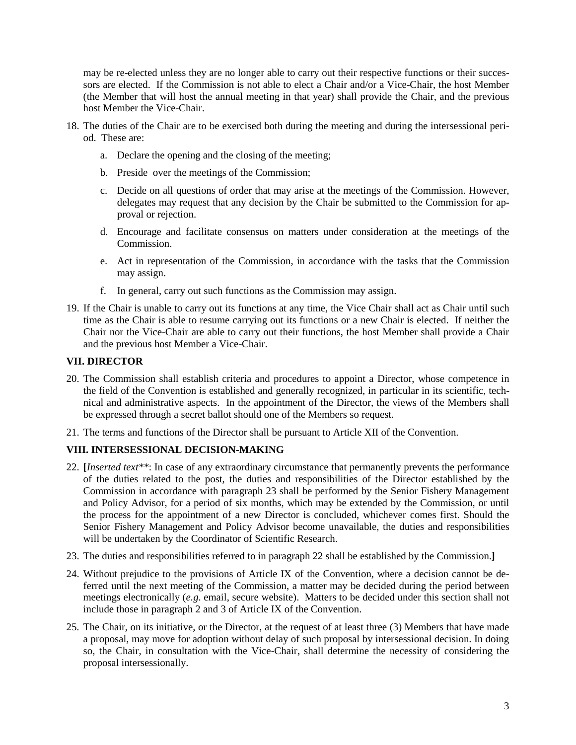may be re-elected unless they are no longer able to carry out their respective functions or their successors are elected. If the Commission is not able to elect a Chair and/or a Vice-Chair, the host Member (the Member that will host the annual meeting in that year) shall provide the Chair, and the previous host Member the Vice-Chair.

18. The duties of the Chair are to be exercised both during the meeting and during the intersessional period. These are:

    a. Declare the opening and the closing of the meeting;

    b. Preside over the meetings of the Commission;

    c. Decide on all questions of order that may arise at the meetings of the Commission. However, delegates may request that any decision by the Chair be submitted to the Commission for approval or rejection.

    d. Encourage and facilitate consensus on matters under consideration at the meetings of the Commission.

    e. Act in representation of the Commission, in accordance with the tasks that the Commission may assign.

    f. In general, carry out such functions as the Commission may assign.

19. If the Chair is unable to carry out its functions at any time, the Vice Chair shall act as Chair until such time as the Chair is able to resume carrying out its functions or a new Chair is elected. If neither the Chair nor the Vice-Chair are able to carry out their functions, the host Member shall provide a Chair and the previous host Member a Vice-Chair.

**VII. DIRECTOR**

20. The Commission shall establish criteria and procedures to appoint a Director, whose competence in the field of the Convention is established and generally recognized, in particular in its scientific, technical and administrative aspects. In the appointment of the Director, the views of the Members shall be expressed through a secret ballot should one of the Members so request.

21. The terms and functions of the Director shall be pursuant to Article XII of the Convention.

**VIII. INTERSESSIONAL DECISION-MAKING**

22. **[***Inserted text\*\**: In case of any extraordinary circumstance that permanently prevents the performance of the duties related to the post, the duties and responsibilities of the Director established by the Commission in accordance with paragraph 23 shall be performed by the Senior Fishery Management and Policy Advisor, for a period of six months, which may be extended by the Commission, or until the process for the appointment of a new Director is concluded, whichever comes first. Should the Senior Fishery Management and Policy Advisor become unavailable, the duties and responsibilities will be undertaken by the Coordinator of Scientific Research.

23. The duties and responsibilities referred to in paragraph 22 shall be established by the Commission.**]**

24. Without prejudice to the provisions of Article IX of the Convention, where a decision cannot be deferred until the next meeting of the Commission, a matter may be decided during the period between meetings electronically (*e.g.* email, secure website). Matters to be decided under this section shall not include those in paragraph 2 and 3 of Article IX of the Convention.

25. The Chair, on its initiative, or the Director, at the request of at least three (3) Members that have made a proposal, may move for adoption without delay of such proposal by intersessional decision. In doing so, the Chair, in consultation with the Vice-Chair, shall determine the necessity of considering the proposal intersessionally.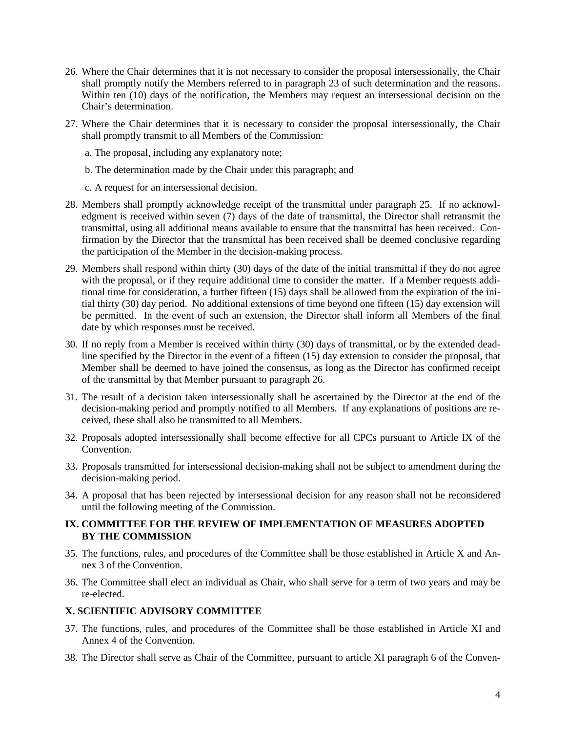26. Where the Chair determines that it is not necessary to consider the proposal intersessionally, the Chair shall promptly notify the Members referred to in paragraph 23 of such determination and the reasons. Within ten (10) days of the notification, the Members may request an intersessional decision on the Chair's determination.

27. Where the Chair determines that it is necessary to consider the proposal intersessionally, the Chair shall promptly transmit to all Members of the Commission:

    a. The proposal, including any explanatory note;

    b. The determination made by the Chair under this paragraph; and

    c. A request for an intersessional decision.

28. Members shall promptly acknowledge receipt of the transmittal under paragraph 25. If no acknowledgment is received within seven (7) days of the date of transmittal, the Director shall retransmit the transmittal, using all additional means available to ensure that the transmittal has been received. Confirmation by the Director that the transmittal has been received shall be deemed conclusive regarding the participation of the Member in the decision-making process.

29. Members shall respond within thirty (30) days of the date of the initial transmittal if they do not agree with the proposal, or if they require additional time to consider the matter. If a Member requests additional time for consideration, a further fifteen (15) days shall be allowed from the expiration of the initial thirty (30) day period. No additional extensions of time beyond one fifteen (15) day extension will be permitted. In the event of such an extension, the Director shall inform all Members of the final date by which responses must be received.

30. If no reply from a Member is received within thirty (30) days of transmittal, or by the extended deadline specified by the Director in the event of a fifteen (15) day extension to consider the proposal, that Member shall be deemed to have joined the consensus, as long as the Director has confirmed receipt of the transmittal by that Member pursuant to paragraph 26.

31. The result of a decision taken intersessionally shall be ascertained by the Director at the end of the decision-making period and promptly notified to all Members. If any explanations of positions are received, these shall also be transmitted to all Members.

32. Proposals adopted intersessionally shall become effective for all CPCs pursuant to Article IX of the Convention.

33. Proposals transmitted for intersessional decision-making shall not be subject to amendment during the decision-making period.

34. A proposal that has been rejected by intersessional decision for any reason shall not be reconsidered until the following meeting of the Commission.

## IX. COMMITTEE FOR THE REVIEW OF IMPLEMENTATION OF MEASURES ADOPTED BY THE COMMISSION

35. The functions, rules, and procedures of the Committee shall be those established in Article X and Annex 3 of the Convention.

36. The Committee shall elect an individual as Chair, who shall serve for a term of two years and may be re-elected.

## X. SCIENTIFIC ADVISORY COMMITTEE

37. The functions, rules, and procedures of the Committee shall be those established in Article XI and Annex 4 of the Convention.

38. The Director shall serve as Chair of the Committee, pursuant to article XI paragraph 6 of the Conven-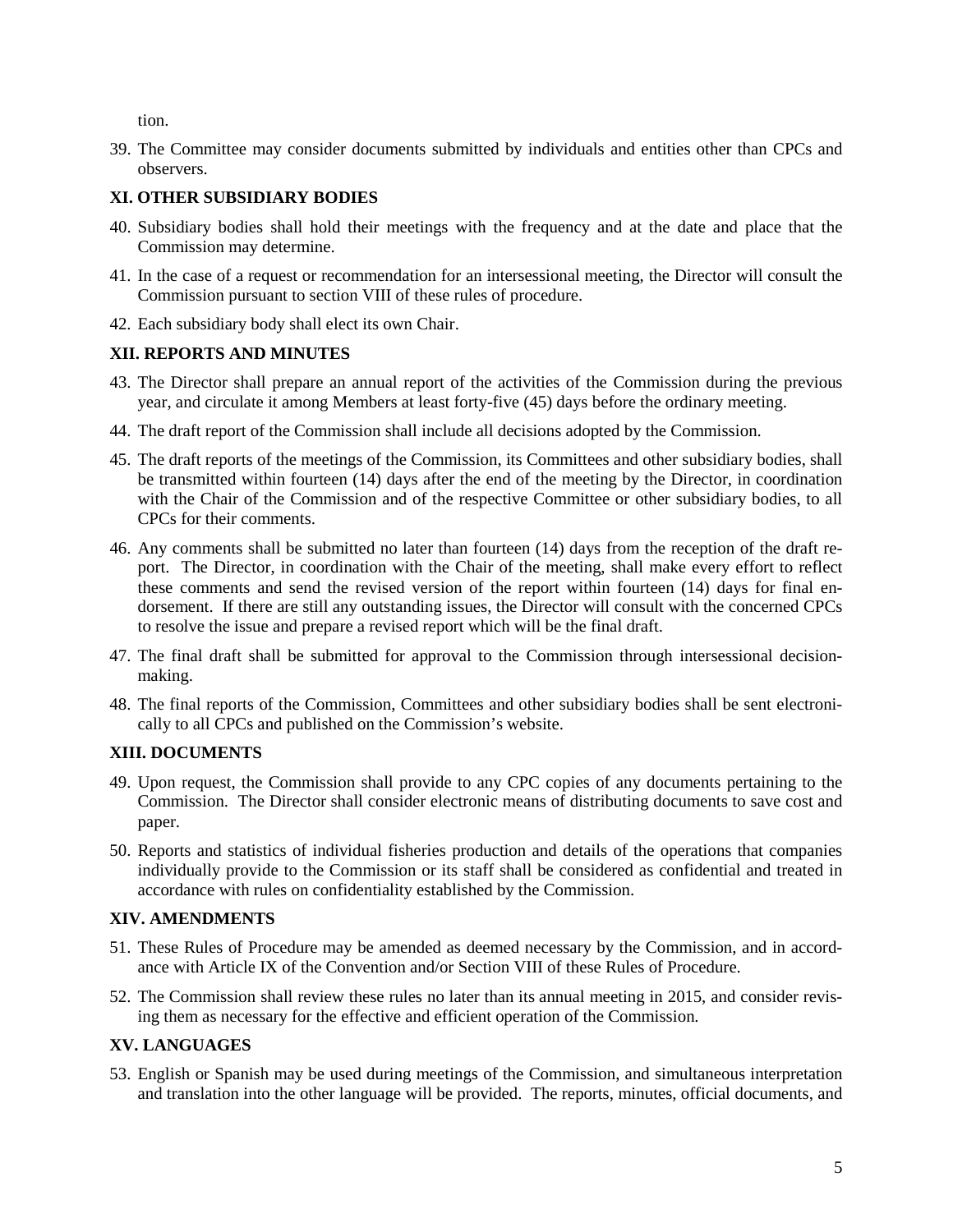tion.

39. The Committee may consider documents submitted by individuals and entities other than CPCs and observers.

## XI. OTHER SUBSIDIARY BODIES

40. Subsidiary bodies shall hold their meetings with the frequency and at the date and place that the Commission may determine.
41. In the case of a request or recommendation for an intersessional meeting, the Director will consult the Commission pursuant to section VIII of these rules of procedure.
42. Each subsidiary body shall elect its own Chair.

## XII. REPORTS AND MINUTES

43. The Director shall prepare an annual report of the activities of the Commission during the previous year, and circulate it among Members at least forty-five (45) days before the ordinary meeting.
44. The draft report of the Commission shall include all decisions adopted by the Commission.
45. The draft reports of the meetings of the Commission, its Committees and other subsidiary bodies, shall be transmitted within fourteen (14) days after the end of the meeting by the Director, in coordination with the Chair of the Commission and of the respective Committee or other subsidiary bodies, to all CPCs for their comments.
46. Any comments shall be submitted no later than fourteen (14) days from the reception of the draft report. The Director, in coordination with the Chair of the meeting, shall make every effort to reflect these comments and send the revised version of the report within fourteen (14) days for final endorsement. If there are still any outstanding issues, the Director will consult with the concerned CPCs to resolve the issue and prepare a revised report which will be the final draft.
47. The final draft shall be submitted for approval to the Commission through intersessional decision-making.
48. The final reports of the Commission, Committees and other subsidiary bodies shall be sent electronically to all CPCs and published on the Commission's website.

## XIII. DOCUMENTS

49. Upon request, the Commission shall provide to any CPC copies of any documents pertaining to the Commission. The Director shall consider electronic means of distributing documents to save cost and paper.
50. Reports and statistics of individual fisheries production and details of the operations that companies individually provide to the Commission or its staff shall be considered as confidential and treated in accordance with rules on confidentiality established by the Commission.

## XIV. AMENDMENTS

51. These Rules of Procedure may be amended as deemed necessary by the Commission, and in accordance with Article IX of the Convention and/or Section VIII of these Rules of Procedure.
52. The Commission shall review these rules no later than its annual meeting in 2015, and consider revising them as necessary for the effective and efficient operation of the Commission.

## XV. LANGUAGES

53. English or Spanish may be used during meetings of the Commission, and simultaneous interpretation and translation into the other language will be provided. The reports, minutes, official documents, and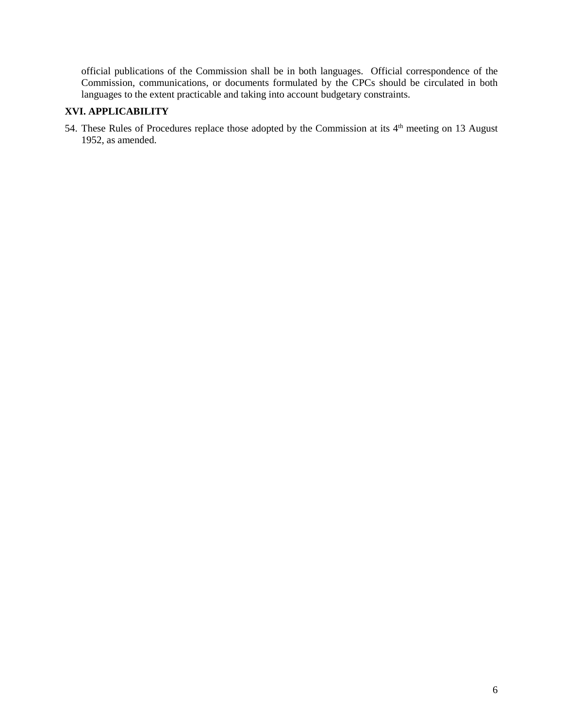official publications of the Commission shall be in both languages. Official correspondence of the Commission, communications, or documents formulated by the CPCs should be circulated in both languages to the extent practicable and taking into account budgetary constraints.

## XVI. APPLICABILITY

54. These Rules of Procedures replace those adopted by the Commission at its 4th meeting on 13 August 1952, as amended.